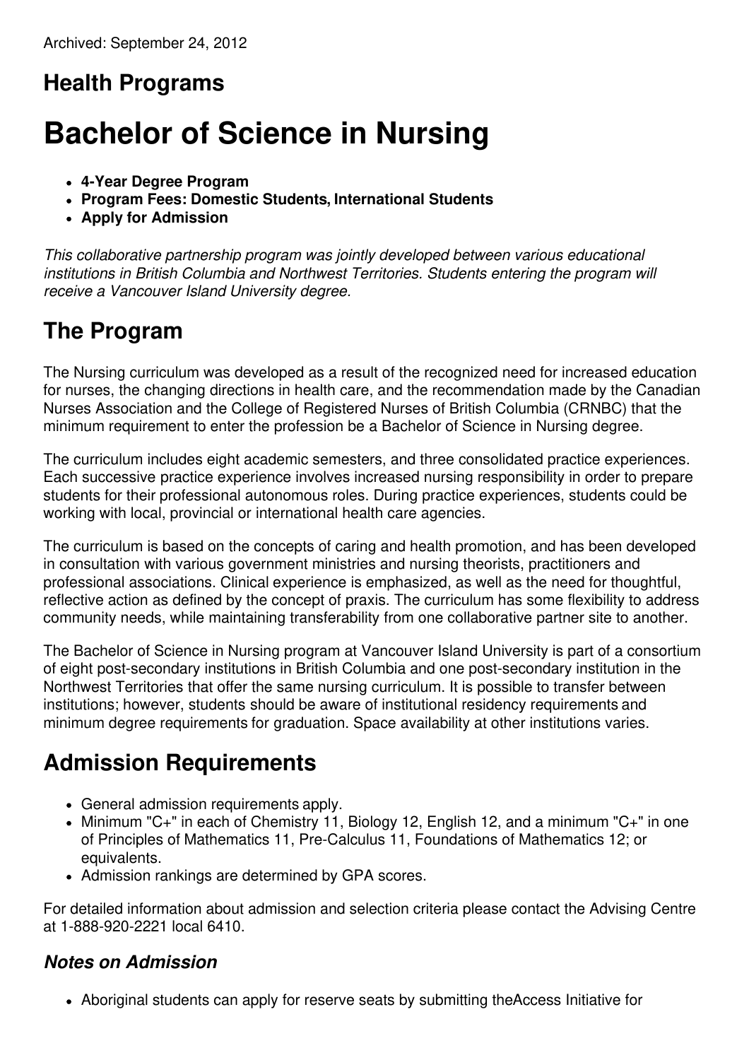Archived: September 24, 2012

## Health Programs

# Bachelor of Science in Nursing

- **4-Year Degree Program**
- **Program Fees: Domestic Students, International Students**
- **Apply for Admission**

*This collaborative partnership program was jointly developed between various educational institutions in British Columbia and Northwest Territories. Students entering the program will receive a Vancouver Island University degree.*

## The Program

The Nursing curriculum was developed as a result of the recognized need for increased education for nurses, the changing directions in health care, and the recommendation made by the Canadian Nurses Association and the College of Registered Nurses of British Columbia (CRNBC) that the minimum requirement to enter the profession be a Bachelor of Science in Nursing degree.

The curriculum includes eight academic semesters, and three consolidated practice experiences. Each successive practice experience involves increased nursing responsibility in order to prepare students for their professional autonomous roles. During practice experiences, students could be working with local, provincial or international health care agencies.

The curriculum is based on the concepts of caring and health promotion, and has been developed in consultation with various government ministries and nursing theorists, practitioners and professional associations. Clinical experience is emphasized, as well as the need for thoughtful, reflective action as defined by the concept of praxis. The curriculum has some flexibility to address community needs, while maintaining transferability from one collaborative partner site to another.

The Bachelor of Science in Nursing program at Vancouver Island University is part of a consortium of eight post-secondary institutions in British Columbia and one post-secondary institution in the Northwest Territories that offer the same nursing curriculum. It is possible to transfer between institutions; however, students should be aware of institutional residency requirements and minimum degree requirements for graduation. Space availability at other institutions varies.

## Admission Requirements

- General admission requirements apply.
- Minimum "C+" in each of Chemistry 11, Biology 12, English 12, and a minimum "C+" in one of Principles of Mathematics 11, Pre-Calculus 11, Foundations of Mathematics 12; or equivalents.
- Admission rankings are determined by GPA scores.

For detailed information about admission and selection criteria please contact the Advising Centre at 1-888-920-2221 local 6410.

### *Notes on Admission*

- Aboriginal students can apply for reserve seats by submitting theAccess Initiative for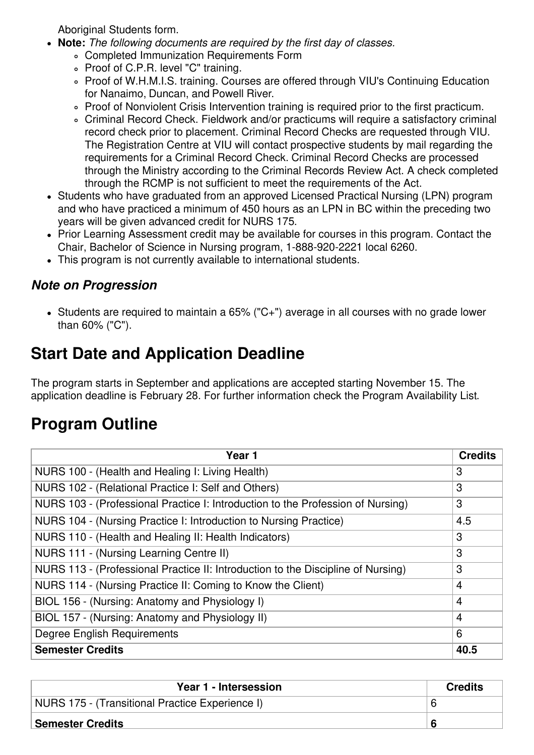Aboriginal Students form.

- **Note:** *The following documents are required by the first day of classes.*
  - Completed Immunization Requirements Form
  - Proof of C.P.R. level "C" training.
  - Proof of W.H.M.I.S. training. Courses are offered through VIU's Continuing Education for Nanaimo, Duncan, and Powell River.
  - Proof of Nonviolent Crisis Intervention training is required prior to the first practicum.
  - Criminal Record Check. Fieldwork and/or practicums will require a satisfactory criminal record check prior to placement. Criminal Record Checks are requested through VIU. The Registration Centre at VIU will contact prospective students by mail regarding the requirements for a Criminal Record Check. Criminal Record Checks are processed through the Ministry according to the Criminal Records Review Act. A check completed through the RCMP is not sufficient to meet the requirements of the Act.
- Students who have graduated from an approved Licensed Practical Nursing (LPN) program and who have practiced a minimum of 450 hours as an LPN in BC within the preceding two years will be given advanced credit for NURS 175.
- Prior Learning Assessment credit may be available for courses in this program. Contact the Chair, Bachelor of Science in Nursing program, 1-888-920-2221 local 6260.
- This program is not currently available to international students.

### *Note on Progression*

- Students are required to maintain a 65% ("C+") average in all courses with no grade lower than 60% ("C").

## Start Date and Application Deadline

The program starts in September and applications are accepted starting November 15. The application deadline is February 28. For further information check the Program Availability List.

## Program Outline

| Year 1 | Credits |
|---|---|
| NURS 100 - (Health and Healing I: Living Health) | 3 |
| NURS 102 - (Relational Practice I: Self and Others) | 3 |
| NURS 103 - (Professional Practice I: Introduction to the Profession of Nursing) | 3 |
| NURS 104 - (Nursing Practice I: Introduction to Nursing Practice) | 4.5 |
| NURS 110 - (Health and Healing II: Health Indicators) | 3 |
| NURS 111 - (Nursing Learning Centre II) | 3 |
| NURS 113 - (Professional Practice II: Introduction to the Discipline of Nursing) | 3 |
| NURS 114 - (Nursing Practice II: Coming to Know the Client) | 4 |
| BIOL 156 - (Nursing: Anatomy and Physiology I) | 4 |
| BIOL 157 - (Nursing: Anatomy and Physiology II) | 4 |
| Degree English Requirements | 6 |
| **Semester Credits** | **40.5** |

| Year 1 - Intersession | Credits |
|---|---|
| NURS 175 - (Transitional Practice Experience I) | 6 |
| **Semester Credits** | **6** |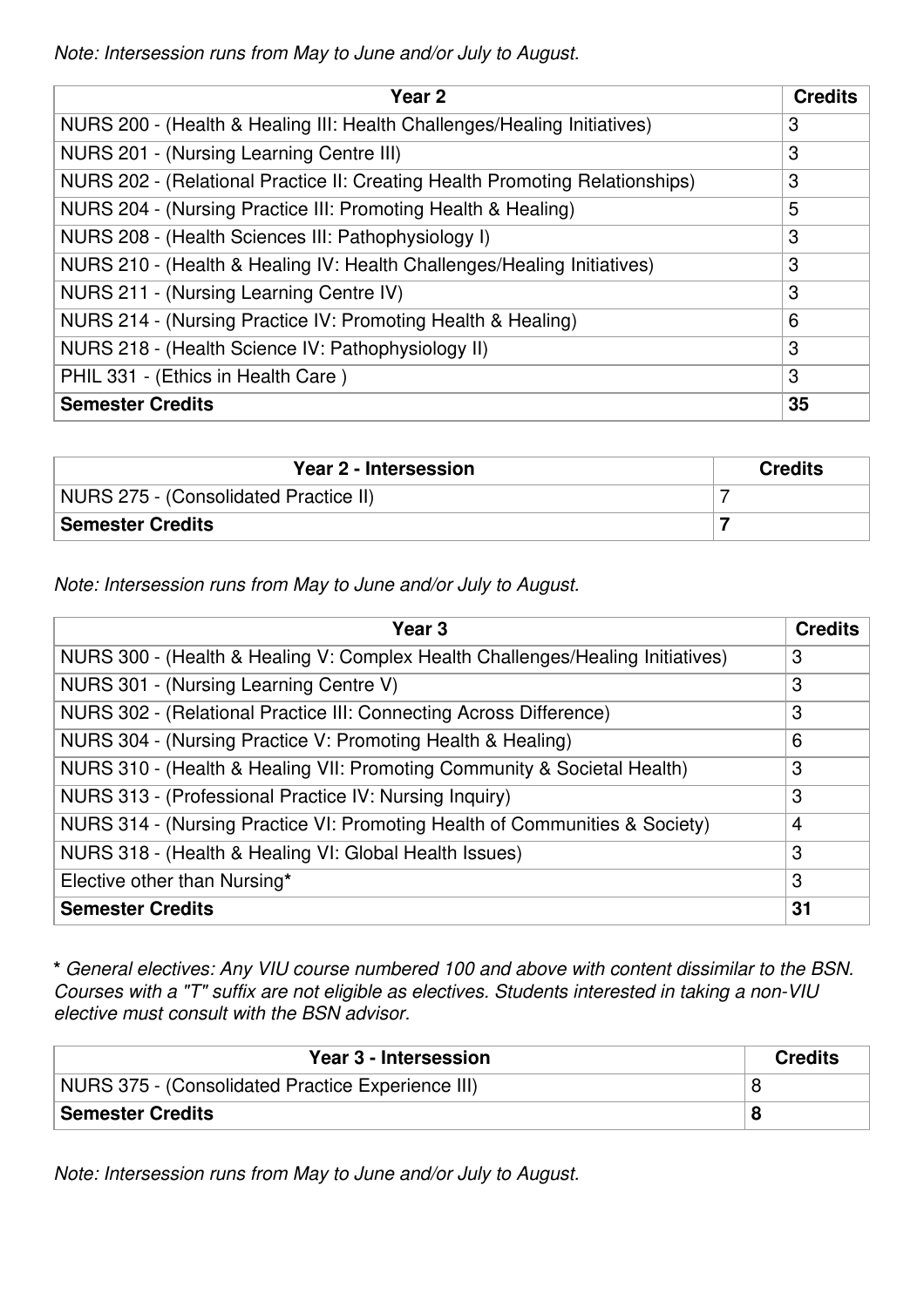*Note: Intersession runs from May to June and/or July to August.*

| Year 2 | Credits |
| --- | --- |
| NURS 200 - (Health & Healing III: Health Challenges/Healing Initiatives) | 3 |
| NURS 201 - (Nursing Learning Centre III) | 3 |
| NURS 202 - (Relational Practice II: Creating Health Promoting Relationships) | 3 |
| NURS 204 - (Nursing Practice III: Promoting Health & Healing) | 5 |
| NURS 208 - (Health Sciences III: Pathophysiology I) | 3 |
| NURS 210 - (Health & Healing IV: Health Challenges/Healing Initiatives) | 3 |
| NURS 211 - (Nursing Learning Centre IV) | 3 |
| NURS 214 - (Nursing Practice IV: Promoting Health & Healing) | 6 |
| NURS 218 - (Health Science IV: Pathophysiology II) | 3 |
| PHIL 331 - (Ethics in Health Care ) | 3 |
| **Semester Credits** | **35** |

| Year 2 - Intersession | Credits |
| --- | --- |
| NURS 275 - (Consolidated Practice II) | 7 |
| **Semester Credits** | **7** |

*Note: Intersession runs from May to June and/or July to August.*

| Year 3 | Credits |
| --- | --- |
| NURS 300 - (Health & Healing V: Complex Health Challenges/Healing Initiatives) | 3 |
| NURS 301 - (Nursing Learning Centre V) | 3 |
| NURS 302 - (Relational Practice III: Connecting Across Difference) | 3 |
| NURS 304 - (Nursing Practice V: Promoting Health & Healing) | 6 |
| NURS 310 - (Health & Healing VII: Promoting Community & Societal Health) | 3 |
| NURS 313 - (Professional Practice IV: Nursing Inquiry) | 3 |
| NURS 314 - (Nursing Practice VI: Promoting Health of Communities & Society) | 4 |
| NURS 318 - (Health & Healing VI: Global Health Issues) | 3 |
| Elective other than Nursing* | 3 |
| **Semester Credits** | **31** |

**\*** *General electives: Any VIU course numbered 100 and above with content dissimilar to the BSN. Courses with a "T" suffix are not eligible as electives. Students interested in taking a non-VIU elective must consult with the BSN advisor.*

| Year 3 - Intersession | Credits |
| --- | --- |
| NURS 375 - (Consolidated Practice Experience III) | 8 |
| **Semester Credits** | **8** |

*Note: Intersession runs from May to June and/or July to August.*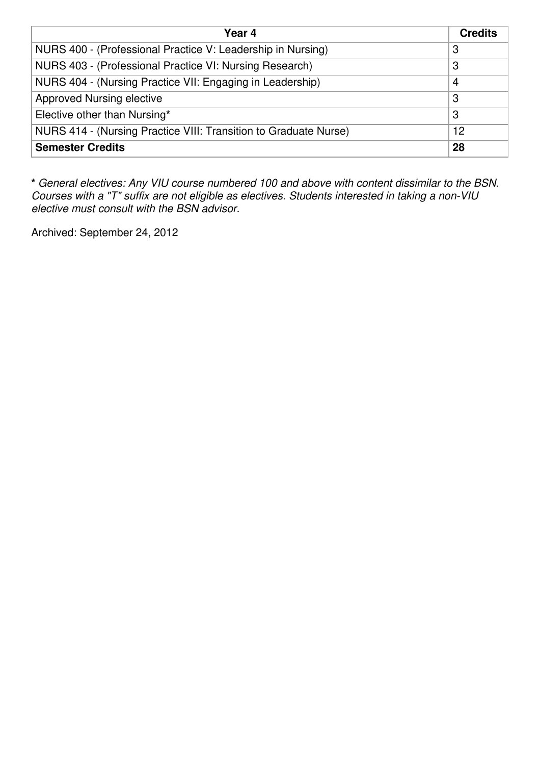| Year 4 | Credits |
| --- | --- |
| NURS 400 - (Professional Practice V: Leadership in Nursing) | 3 |
| NURS 403 - (Professional Practice VI: Nursing Research) | 3 |
| NURS 404 - (Nursing Practice VII: Engaging in Leadership) | 4 |
| Approved Nursing elective | 3 |
| Elective other than Nursing* | 3 |
| NURS 414 - (Nursing Practice VIII: Transition to Graduate Nurse) | 12 |
| **Semester Credits** | **28** |

**\*** *General electives: Any VIU course numbered 100 and above with content dissimilar to the BSN. Courses with a "T" suffix are not eligible as electives. Students interested in taking a non-VIU elective must consult with the BSN advisor.*

Archived: September 24, 2012